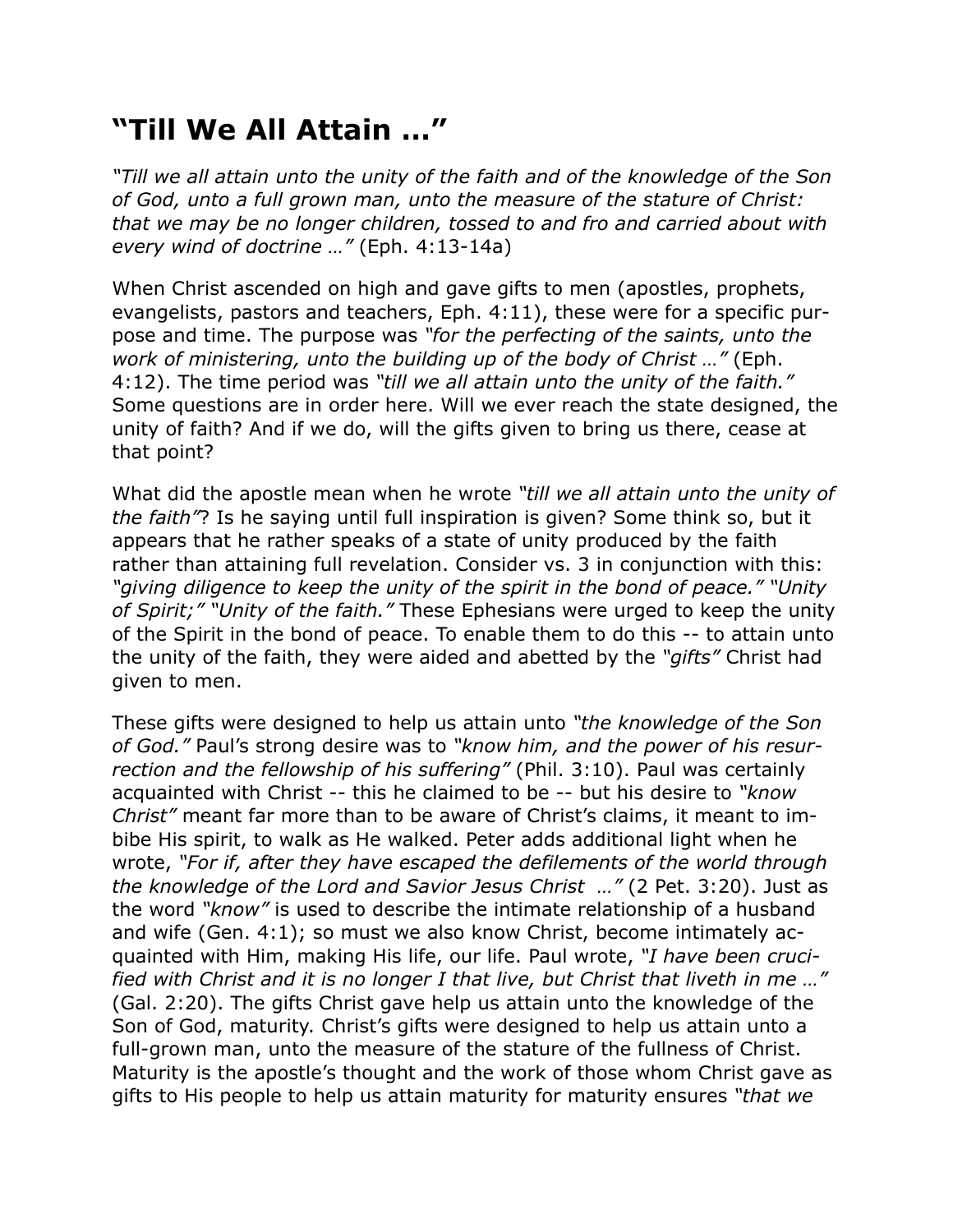# "Till We All Attain ..."

*"Till we all attain unto the unity of the faith and of the knowledge of the Son of God, unto a full grown man, unto the measure of the stature of Christ: that we may be no longer children, tossed to and fro and carried about with every wind of doctrine …"* (Eph. 4:13-14a)

When Christ ascended on high and gave gifts to men (apostles, prophets, evangelists, pastors and teachers, Eph. 4:11), these were for a specific purpose and time. The purpose was *"for the perfecting of the saints, unto the work of ministering, unto the building up of the body of Christ …"* (Eph. 4:12). The time period was *"till we all attain unto the unity of the faith."* Some questions are in order here. Will we ever reach the state designed, the unity of faith? And if we do, will the gifts given to bring us there, cease at that point?

What did the apostle mean when he wrote *"till we all attain unto the unity of the faith"*? Is he saying until full inspiration is given? Some think so, but it appears that he rather speaks of a state of unity produced by the faith rather than attaining full revelation. Consider vs. 3 in conjunction with this: *"giving diligence to keep the unity of the spirit in the bond of peace." "Unity of Spirit;" "Unity of the faith."* These Ephesians were urged to keep the unity of the Spirit in the bond of peace. To enable them to do this -- to attain unto the unity of the faith, they were aided and abetted by the *"gifts"* Christ had given to men.

These gifts were designed to help us attain unto *"the knowledge of the Son of God."* Paul's strong desire was to *"know him, and the power of his resurrection and the fellowship of his suffering"* (Phil. 3:10). Paul was certainly acquainted with Christ -- this he claimed to be -- but his desire to *"know Christ"* meant far more than to be aware of Christ's claims, it meant to imbibe His spirit, to walk as He walked. Peter adds additional light when he wrote, *"For if, after they have escaped the defilements of the world through the knowledge of the Lord and Savior Jesus Christ …"* (2 Pet. 3:20). Just as the word *"know"* is used to describe the intimate relationship of a husband and wife (Gen. 4:1); so must we also know Christ, become intimately acquainted with Him, making His life, our life. Paul wrote, *"I have been crucified with Christ and it is no longer I that live, but Christ that liveth in me …"* (Gal. 2:20). The gifts Christ gave help us attain unto the knowledge of the Son of God, maturity. Christ's gifts were designed to help us attain unto a full-grown man, unto the measure of the stature of the fullness of Christ. Maturity is the apostle's thought and the work of those whom Christ gave as gifts to His people to help us attain maturity for maturity ensures *"that we*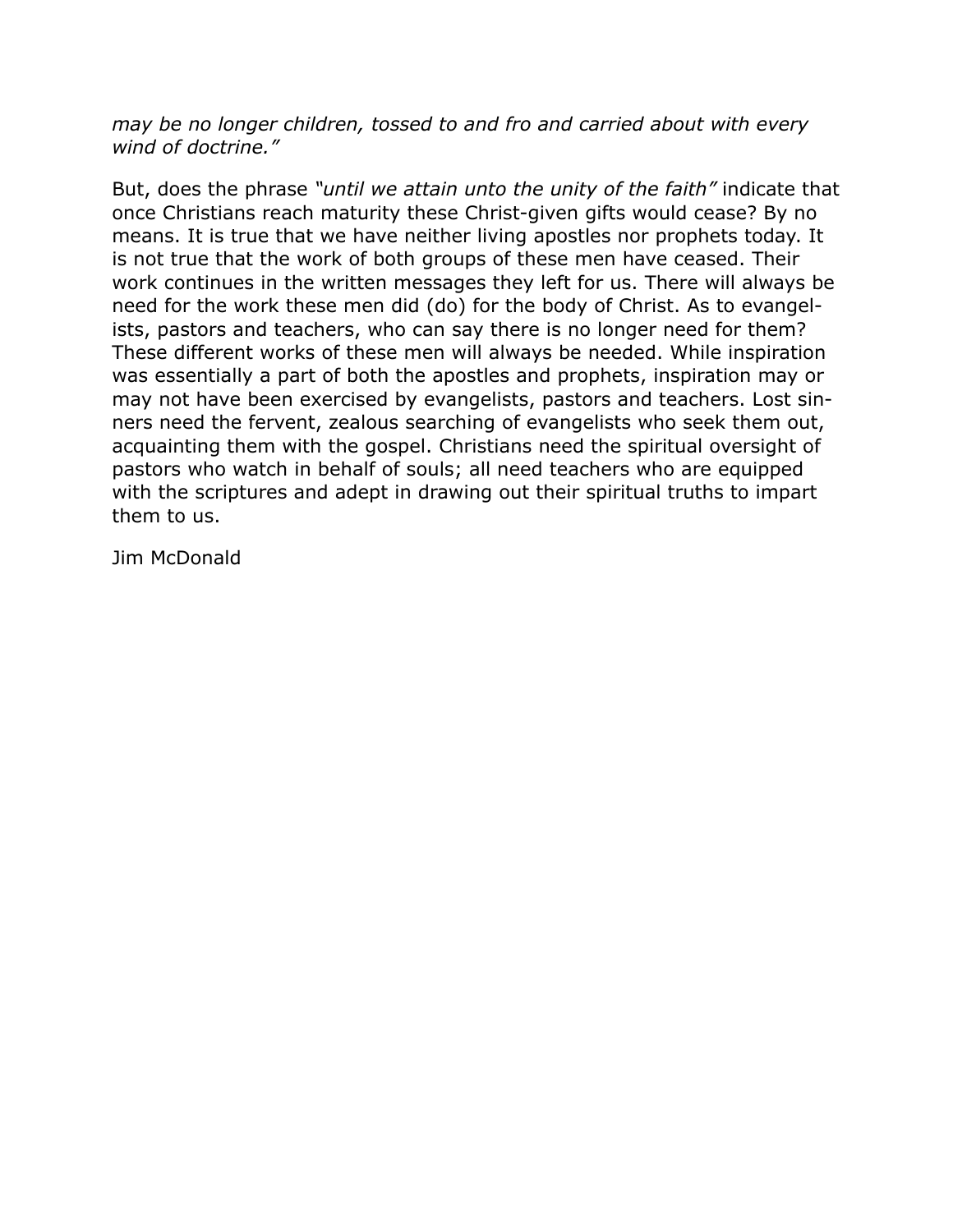*may be no longer children, tossed to and fro and carried about with every wind of doctrine."*

But, does the phrase *"until we attain unto the unity of the faith"* indicate that once Christians reach maturity these Christ-given gifts would cease? By no means. It is true that we have neither living apostles nor prophets today. It is not true that the work of both groups of these men have ceased. Their work continues in the written messages they left for us. There will always be need for the work these men did (do) for the body of Christ. As to evangelists, pastors and teachers, who can say there is no longer need for them? These different works of these men will always be needed. While inspiration was essentially a part of both the apostles and prophets, inspiration may or may not have been exercised by evangelists, pastors and teachers. Lost sinners need the fervent, zealous searching of evangelists who seek them out, acquainting them with the gospel. Christians need the spiritual oversight of pastors who watch in behalf of souls; all need teachers who are equipped with the scriptures and adept in drawing out their spiritual truths to impart them to us.

Jim McDonald